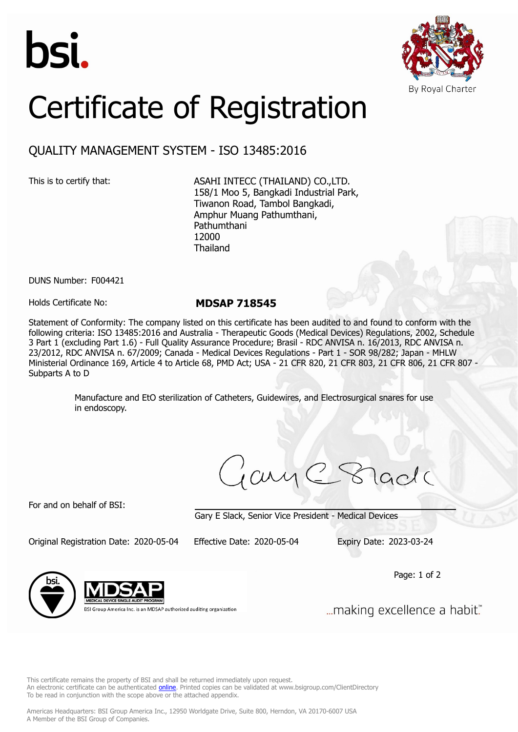bsi.

By Royal Charter

# Certificate of Registration

## QUALITY MANAGEMENT SYSTEM - ISO 13485:2016

This is to certify that:

ASAHI INTECC (THAILAND) CO.,LTD.
158/1 Moo 5, Bangkadi Industrial Park,
Tiwanon Road, Tambol Bangkadi,
Amphur Muang Pathumthani,
Pathumthani
12000
Thailand

DUNS Number: F004421

Holds Certificate No: **MDSAP 718545**

Statement of Conformity: The company listed on this certificate has been audited to and found to conform with the following criteria: ISO 13485:2016 and Australia - Therapeutic Goods (Medical Devices) Regulations, 2002, Schedule 3 Part 1 (excluding Part 1.6) - Full Quality Assurance Procedure; Brasil - RDC ANVISA n. 16/2013, RDC ANVISA n. 23/2012, RDC ANVISA n. 67/2009; Canada - Medical Devices Regulations - Part 1 - SOR 98/282; Japan - MHLW Ministerial Ordinance 169, Article 4 to Article 68, PMD Act; USA - 21 CFR 820, 21 CFR 803, 21 CFR 806, 21 CFR 807 - Subparts A to D

Manufacture and EtO sterilization of Catheters, Guidewires, and Electrosurgical snares for use in endoscopy.

For and on behalf of BSI:

Gary E Slack, Senior Vice President - Medical Devices

Original Registration Date: 2020-05-04 Effective Date: 2020-05-04 Expiry Date: 2023-03-24

MDSAP MEDICAL DEVICE SINGLE AUDIT PROGRAM

BSI Group America Inc. is an MDSAP authorized auditing organization

...making excellence a habit.™

This certificate remains the property of BSI and shall be returned immediately upon request.
An electronic certificate can be authenticated online. Printed copies can be validated at www.bsigroup.com/ClientDirectory
To be read in conjunction with the scope above or the attached appendix.

Americas Headquarters: BSI Group America Inc., 12950 Worldgate Drive, Suite 800, Herndon, VA 20170-6007 USA
A Member of the BSI Group of Companies.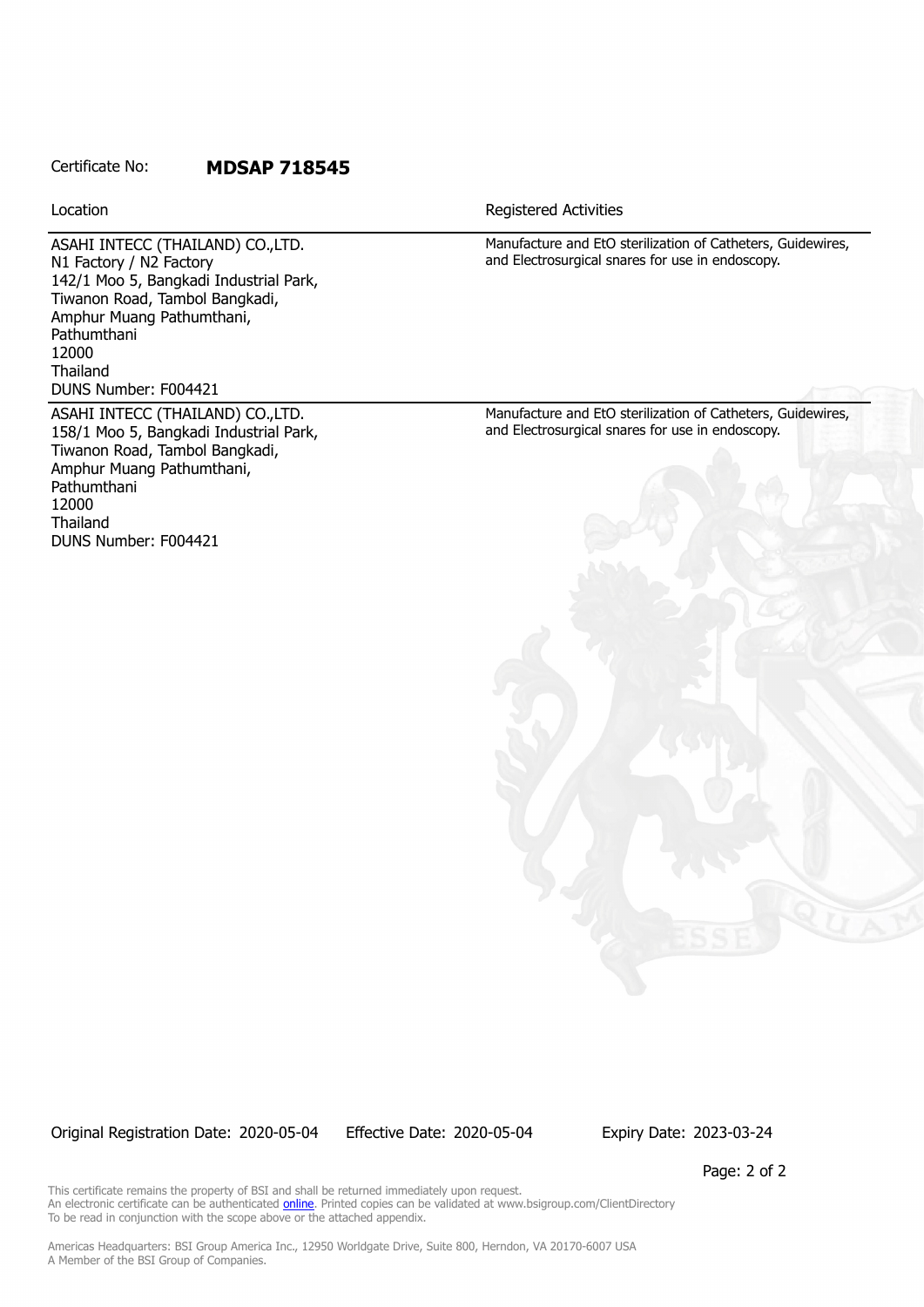Certificate No: **MDSAP 718545**

| Location | Registered Activities |
| --- | --- |
| ASAHI INTECC (THAILAND) CO.,LTD.<br>N1 Factory / N2 Factory<br>142/1 Moo 5, Bangkadi Industrial Park,<br>Tiwanon Road, Tambol Bangkadi,<br>Amphur Muang Pathumthani,<br>Pathumthani<br>12000<br>Thailand<br>DUNS Number: F004421 | Manufacture and EtO sterilization of Catheters, Guidewires, and Electrosurgical snares for use in endoscopy. |
| ASAHI INTECC (THAILAND) CO.,LTD.<br>158/1 Moo 5, Bangkadi Industrial Park,<br>Tiwanon Road, Tambol Bangkadi,<br>Amphur Muang Pathumthani,<br>Pathumthani<br>12000<br>Thailand<br>DUNS Number: F004421 | Manufacture and EtO sterilization of Catheters, Guidewires, and Electrosurgical snares for use in endoscopy. |

Original Registration Date: 2020-05-04 Effective Date: 2020-05-04 Expiry Date: 2023-03-24

This certificate remains the property of BSI and shall be returned immediately upon request.
An electronic certificate can be authenticated online. Printed copies can be validated at www.bsigroup.com/ClientDirectory
To be read in conjunction with the scope above or the attached appendix.

Americas Headquarters: BSI Group America Inc., 12950 Worldgate Drive, Suite 800, Herndon, VA 20170-6007 USA
A Member of the BSI Group of Companies.